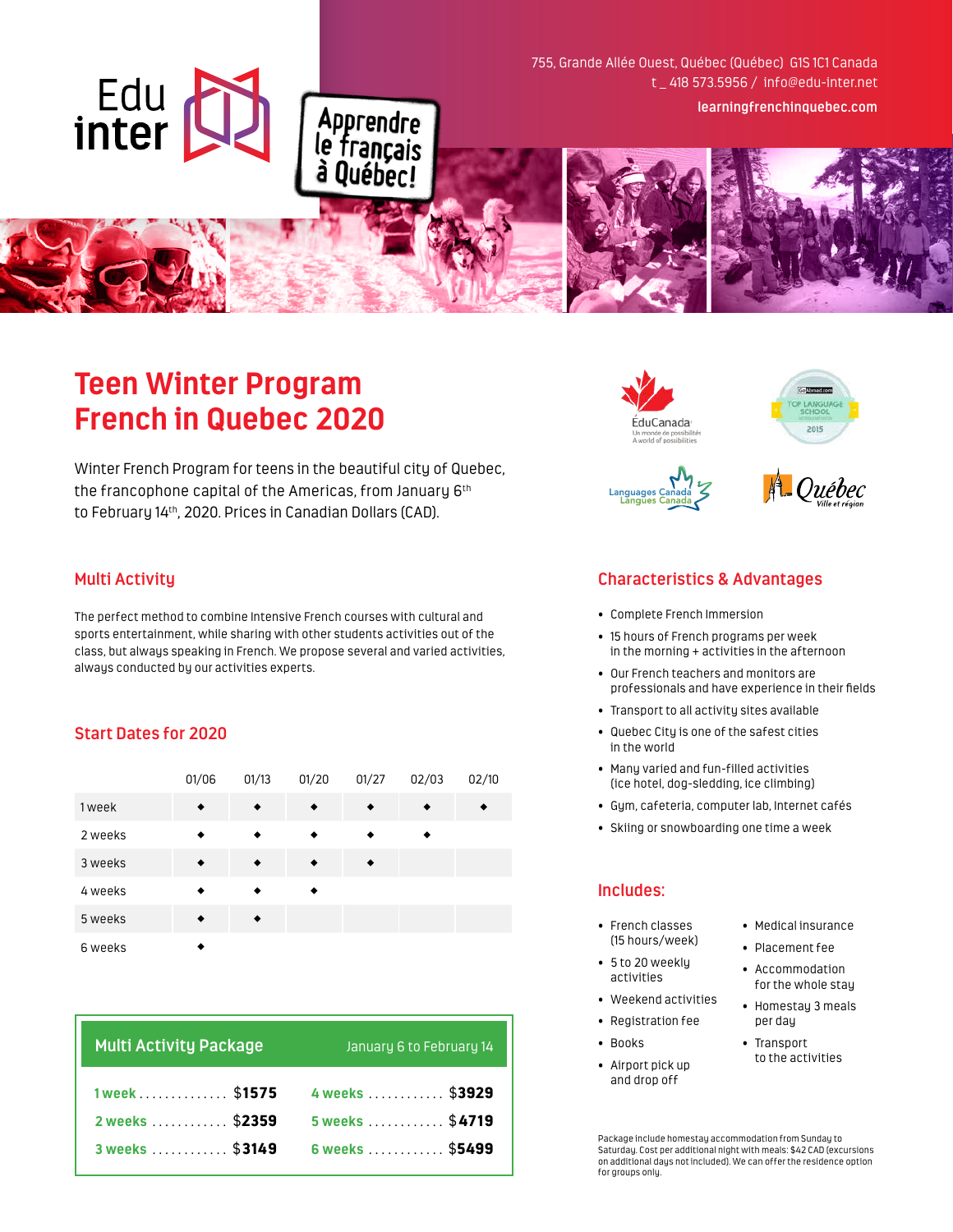Edu inter

Apprendre le français à Québec!

755, Grande Allée Ouest, Québec (Québec) G1S 1C1 Canada
t _ 418 573.5956 / info@edu-inter.net
learningfrenchinquebec.com

# Teen Winter Program French in Quebec 2020

Winter French Program for teens in the beautiful city of Quebec, the francophone capital of the Americas, from January 6th to February 14th, 2020. Prices in Canadian Dollars (CAD).

ÉduCanada – Un monde de possibilités / A world of possibilities

Top Language School 2015

Languages Canada / Langues Canada

Québec Ville et région

## Multi Activity

The perfect method to combine Intensive French courses with cultural and sports entertainment, while sharing with other students activities out of the class, but always speaking in French. We propose several and varied activities, always conducted by our activities experts.

## Start Dates for 2020

| | 01/06 | 01/13 | 01/20 | 01/27 | 02/03 | 02/10 |
|---|---|---|---|---|---|---|
| 1 week | ◆ | ◆ | ◆ | ◆ | ◆ | ◆ |
| 2 weeks | ◆ | ◆ | ◆ | ◆ | ◆ | |
| 3 weeks | ◆ | ◆ | ◆ | ◆ | | |
| 4 weeks | ◆ | ◆ | ◆ | | | |
| 5 weeks | ◆ | ◆ | | | | |
| 6 weeks | ◆ | | | | | |

## Multi Activity Package — January 6 to February 14

| | |
|---|---|
| 1 week .............. $1575 | 4 weeks ............ $3929 |
| 2 weeks ............ $2359 | 5 weeks ............ $4719 |
| 3 weeks ............ $3149 | 6 weeks ............ $5499 |

## Characteristics & Advantages

- Complete French Immersion
- 15 hours of French programs per week in the morning + activities in the afternoon
- Our French teachers and monitors are professionals and have experience in their fields
- Transport to all activity sites available
- Quebec City is one of the safest cities in the world
- Many varied and fun-filled activities (ice hotel, dog-sledding, ice climbing)
- Gym, cafeteria, computer lab, Internet cafés
- Skiing or snowboarding one time a week

## Includes:

- French classes (15 hours/week)
- 5 to 20 weekly activities
- Weekend activities
- Registration fee
- Books
- Airport pick up and drop off
- Medical insurance
- Placement fee
- Accommodation for the whole stay
- Homestay 3 meals per day
- Transport to the activities

Package include homestay accommodation from Sunday to Saturday. Cost per additional night with meals: $42 CAD (excursions on additional days not included). We can offer the residence option for groups only.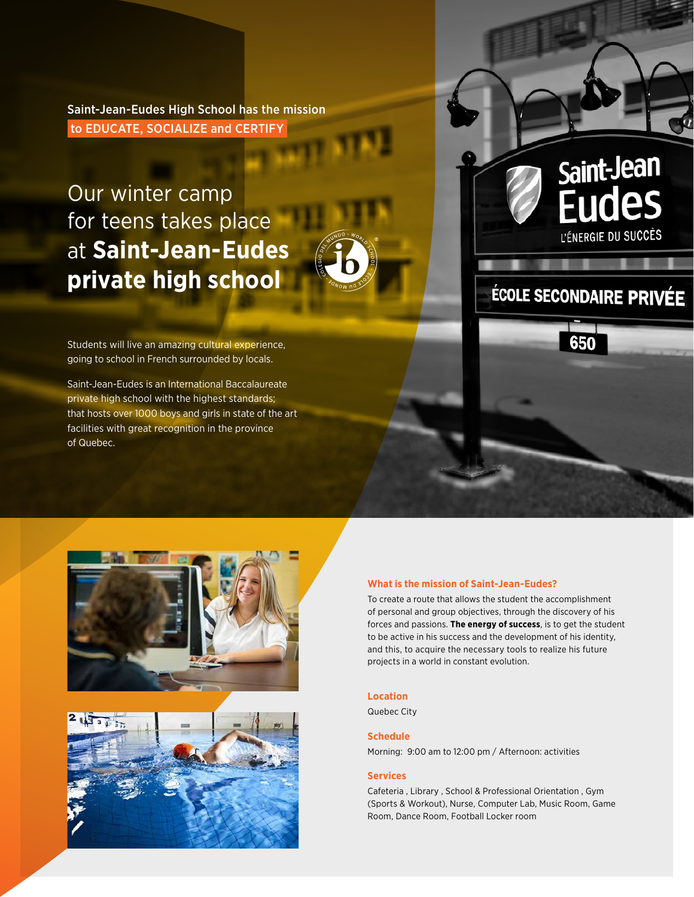Saint-Jean-Eudes High School has the mission **to EDUCATE, SOCIALIZE and CERTIFY**

# Our winter camp for teens takes place at **Saint-Jean-Eudes private high school**

Students will live an amazing cultural experience, going to school in French surrounded by locals.

Saint-Jean-Eudes is an International Baccalaureate private high school with the highest standards; that hosts over 1000 boys and girls in state of the art facilities with great recognition in the province of Quebec.

### What is the mission of Saint-Jean-Eudes?

To create a route that allows the student the accomplishment of personal and group objectives, through the discovery of his forces and passions. **The energy of success**, is to get the student to be active in his success and the development of his identity, and this, to acquire the necessary tools to realize his future projects in a world in constant evolution.

### Location

Quebec City

### Schedule

Morning: 9:00 am to 12:00 pm / Afternoon: activities

### Services

Cafeteria , Library , School & Professional Orientation , Gym (Sports & Workout), Nurse, Computer Lab, Music Room, Game Room, Dance Room, Football Locker room